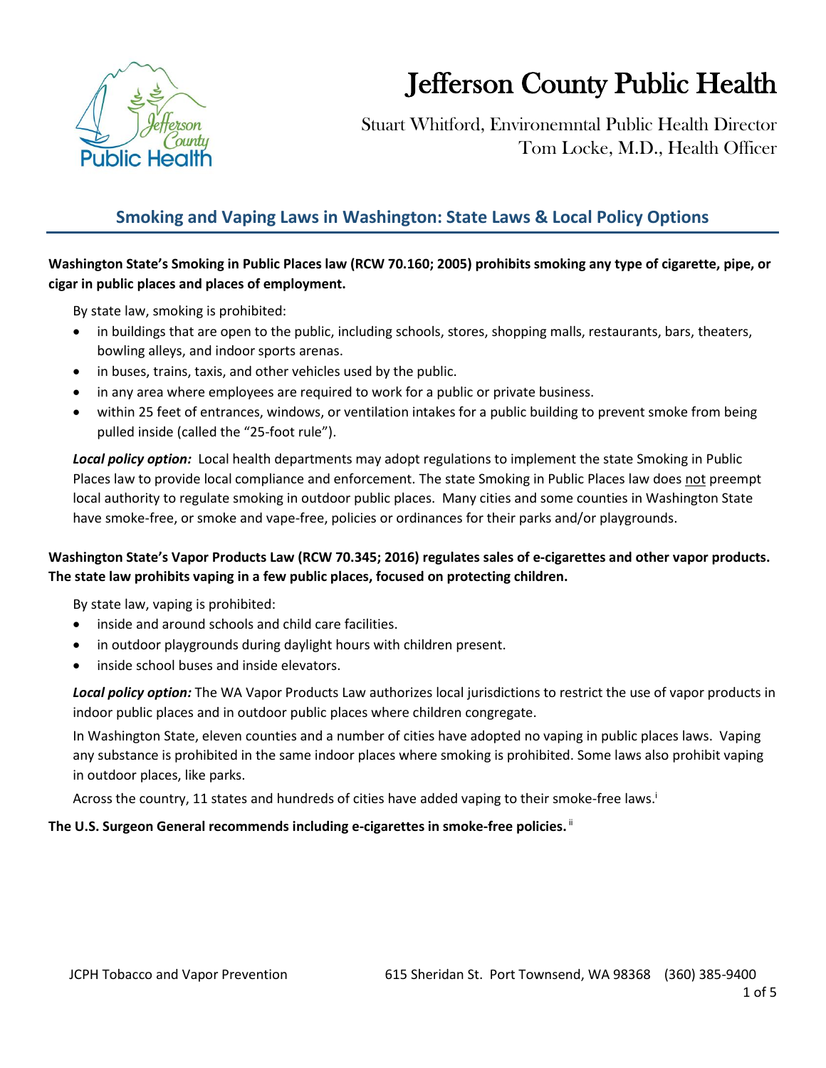# Jefferson County Public Health

Stuart Whitford, Environemntal Public Health Director
Tom Locke, M.D., Health Officer

## Smoking and Vaping Laws in Washington: State Laws & Local Policy Options

**Washington State's Smoking in Public Places law (RCW 70.160; 2005) prohibits smoking any type of cigarette, pipe, or cigar in public places and places of employment.**

By state law, smoking is prohibited:

- in buildings that are open to the public, including schools, stores, shopping malls, restaurants, bars, theaters, bowling alleys, and indoor sports arenas.
- in buses, trains, taxis, and other vehicles used by the public.
- in any area where employees are required to work for a public or private business.
- within 25 feet of entrances, windows, or ventilation intakes for a public building to prevent smoke from being pulled inside (called the "25-foot rule").

***Local policy option:*** Local health departments may adopt regulations to implement the state Smoking in Public Places law to provide local compliance and enforcement. The state Smoking in Public Places law does not preempt local authority to regulate smoking in outdoor public places. Many cities and some counties in Washington State have smoke-free, or smoke and vape-free, policies or ordinances for their parks and/or playgrounds.

**Washington State's Vapor Products Law (RCW 70.345; 2016) regulates sales of e-cigarettes and other vapor products. The state law prohibits vaping in a few public places, focused on protecting children.**

By state law, vaping is prohibited:

- inside and around schools and child care facilities.
- in outdoor playgrounds during daylight hours with children present.
- inside school buses and inside elevators.

***Local policy option:*** The WA Vapor Products Law authorizes local jurisdictions to restrict the use of vapor products in indoor public places and in outdoor public places where children congregate.

In Washington State, eleven counties and a number of cities have adopted no vaping in public places laws. Vaping any substance is prohibited in the same indoor places where smoking is prohibited. Some laws also prohibit vaping in outdoor places, like parks.

Across the country, 11 states and hundreds of cities have added vaping to their smoke-free laws.[i]

**The U.S. Surgeon General recommends including e-cigarettes in smoke-free policies.** [ii]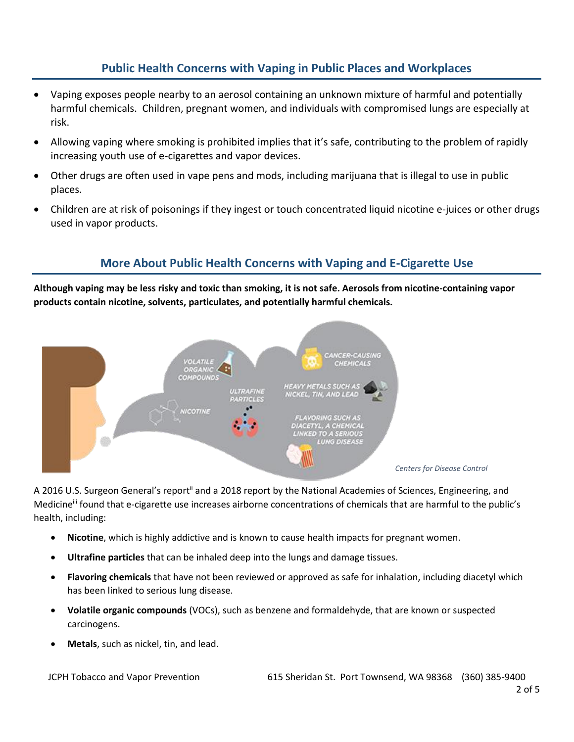## Public Health Concerns with Vaping in Public Places and Workplaces

- Vaping exposes people nearby to an aerosol containing an unknown mixture of harmful and potentially harmful chemicals. Children, pregnant women, and individuals with compromised lungs are especially at risk.
- Allowing vaping where smoking is prohibited implies that it's safe, contributing to the problem of rapidly increasing youth use of e-cigarettes and vapor devices.
- Other drugs are often used in vape pens and mods, including marijuana that is illegal to use in public places.
- Children are at risk of poisonings if they ingest or touch concentrated liquid nicotine e-juices or other drugs used in vapor products.

## More About Public Health Concerns with Vaping and E-Cigarette Use

**Although vaping may be less risky and toxic than smoking, it is not safe. Aerosols from nicotine-containing vapor products contain nicotine, solvents, particulates, and potentially harmful chemicals.**

*Centers for Disease Control*

A 2016 U.S. Surgeon General's report[ii] and a 2018 report by the National Academies of Sciences, Engineering, and Medicine[iii] found that e-cigarette use increases airborne concentrations of chemicals that are harmful to the public's health, including:

- **Nicotine**, which is highly addictive and is known to cause health impacts for pregnant women.
- **Ultrafine particles** that can be inhaled deep into the lungs and damage tissues.
- **Flavoring chemicals** that have not been reviewed or approved as safe for inhalation, including diacetyl which has been linked to serious lung disease.
- **Volatile organic compounds** (VOCs), such as benzene and formaldehyde, that are known or suspected carcinogens.
- **Metals**, such as nickel, tin, and lead.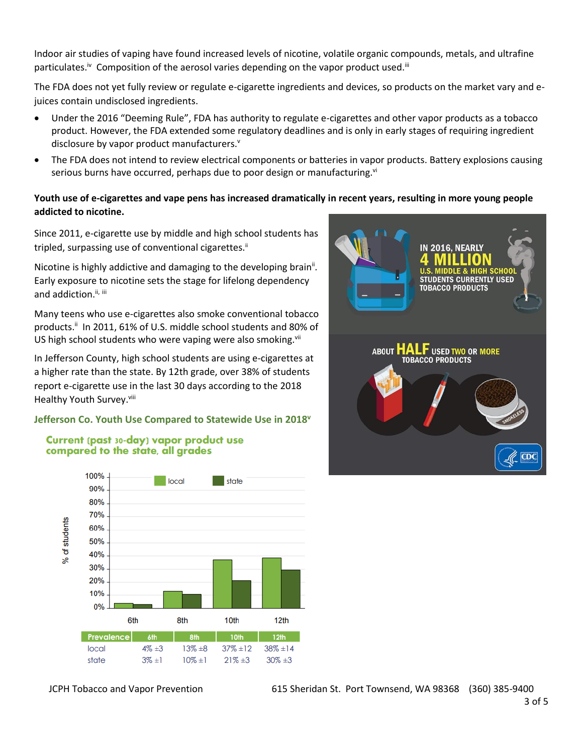Indoor air studies of vaping have found increased levels of nicotine, volatile organic compounds, metals, and ultrafine particulates.[iv] Composition of the aerosol varies depending on the vapor product used.[iii]

The FDA does not yet fully review or regulate e-cigarette ingredients and devices, so products on the market vary and e-juices contain undisclosed ingredients.

- Under the 2016 "Deeming Rule", FDA has authority to regulate e-cigarettes and other vapor products as a tobacco product. However, the FDA extended some regulatory deadlines and is only in early stages of requiring ingredient disclosure by vapor product manufacturers.[v]
- The FDA does not intend to review electrical components or batteries in vapor products. Battery explosions causing serious burns have occurred, perhaps due to poor design or manufacturing.[vi]

**Youth use of e-cigarettes and vape pens has increased dramatically in recent years, resulting in more young people addicted to nicotine.**

Since 2011, e-cigarette use by middle and high school students has tripled, surpassing use of conventional cigarettes.[ii]

Nicotine is highly addictive and damaging to the developing brain[ii]. Early exposure to nicotine sets the stage for lifelong dependency and addiction.[ii, iii]

Many teens who use e-cigarettes also smoke conventional tobacco products.[ii] In 2011, 61% of U.S. middle school students and 80% of US high school students who were vaping were also smoking.[vii]

In Jefferson County, high school students are using e-cigarettes at a higher rate than the state. By 12th grade, over 38% of students report e-cigarette use in the last 30 days according to the 2018 Healthy Youth Survey.[viii]

IN 2016, NEARLY **4 MILLION** U.S. MIDDLE & HIGH SCHOOL STUDENTS CURRENTLY USED TOBACCO PRODUCTS

ABOUT **HALF** USED TWO OR MORE TOBACCO PRODUCTS

SMOKELESS

CDC

### Jefferson Co. Youth Use Compared to Statewide Use in 2018[v]

**Current (past 30-day) vapor product use compared to the state, all grades**

| Prevalence | 6th | 8th | 10th | 12th |
|---|---|---|---|---|
| local | 4% ±3 | 13% ±8 | 37% ±12 | 38% ±14 |
| state | 3% ±1 | 10% ±1 | 21% ±3 | 30% ±3 |

JCPH Tobacco and Vapor Prevention    615 Sheridan St. Port Townsend, WA 98368    (360) 385-9400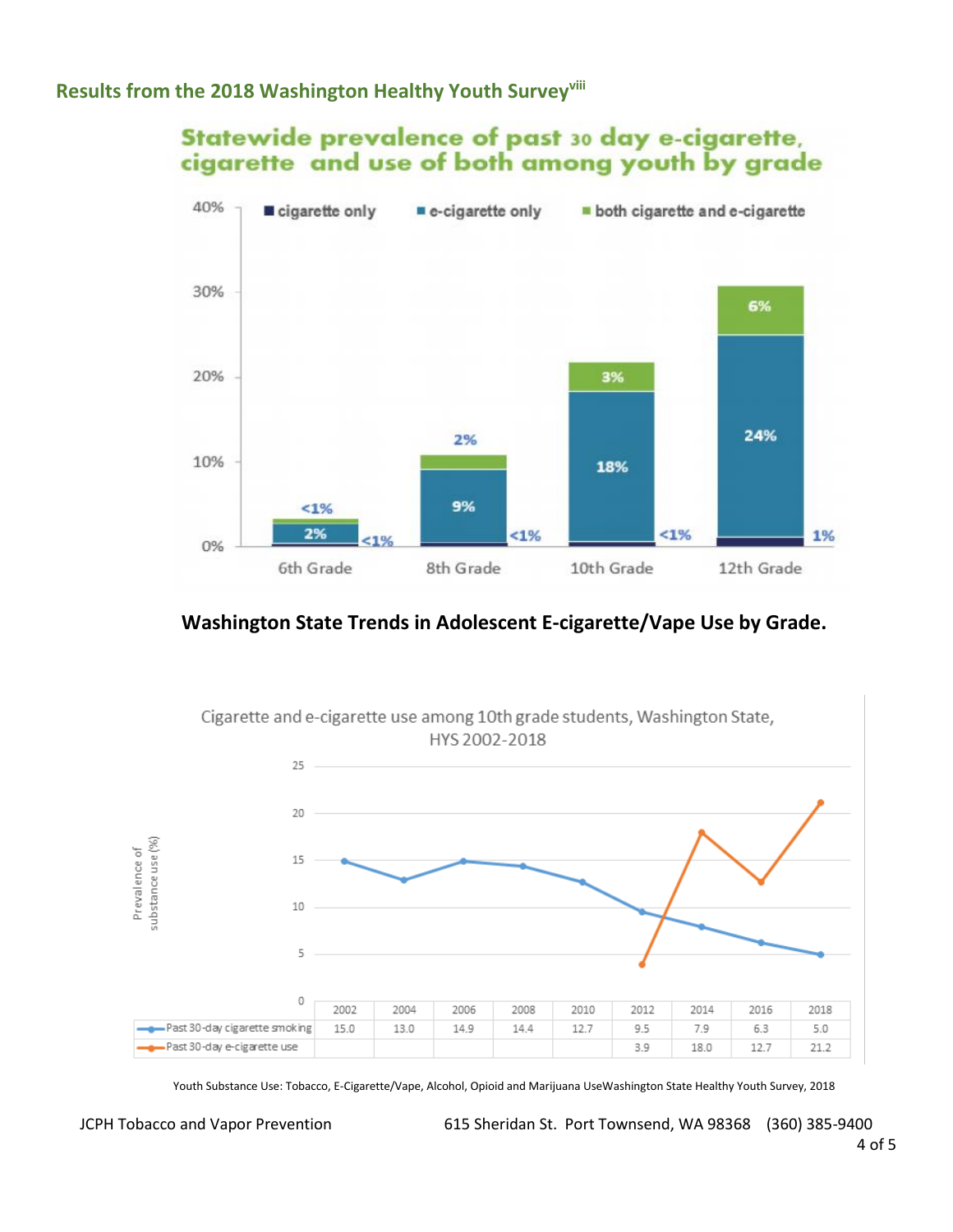## Results from the 2018 Washington Healthy Youth Survey[viii]

**Statewide prevalence of past 30 day e-cigarette, cigarette and use of both among youth by grade**

| | cigarette only | e-cigarette only | both cigarette and e-cigarette |
|---|---|---|---|
| 6th Grade | <1% | 2% | <1% |
| 8th Grade | <1% | 9% | 2% |
| 10th Grade | <1% | 18% | 3% |
| 12th Grade | 1% | 24% | 6% |

### Washington State Trends in Adolescent E-cigarette/Vape Use by Grade.

Cigarette and e-cigarette use among 10th grade students, Washington State, HYS 2002-2018

Prevalence of substance use (%)

| | 2002 | 2004 | 2006 | 2008 | 2010 | 2012 | 2014 | 2016 | 2018 |
|---|---|---|---|---|---|---|---|---|---|
| Past 30-day cigarette smoking | 15.0 | 13.0 | 14.9 | 14.4 | 12.7 | 9.5 | 7.9 | 6.3 | 5.0 |
| Past 30-day e-cigarette use | | | | | | 3.9 | 18.0 | 12.7 | 21.2 |

Youth Substance Use: Tobacco, E-Cigarette/Vape, Alcohol, Opioid and Marijuana UseWashington State Healthy Youth Survey, 2018

JCPH Tobacco and Vapor Prevention 615 Sheridan St. Port Townsend, WA 98368 (360) 385-9400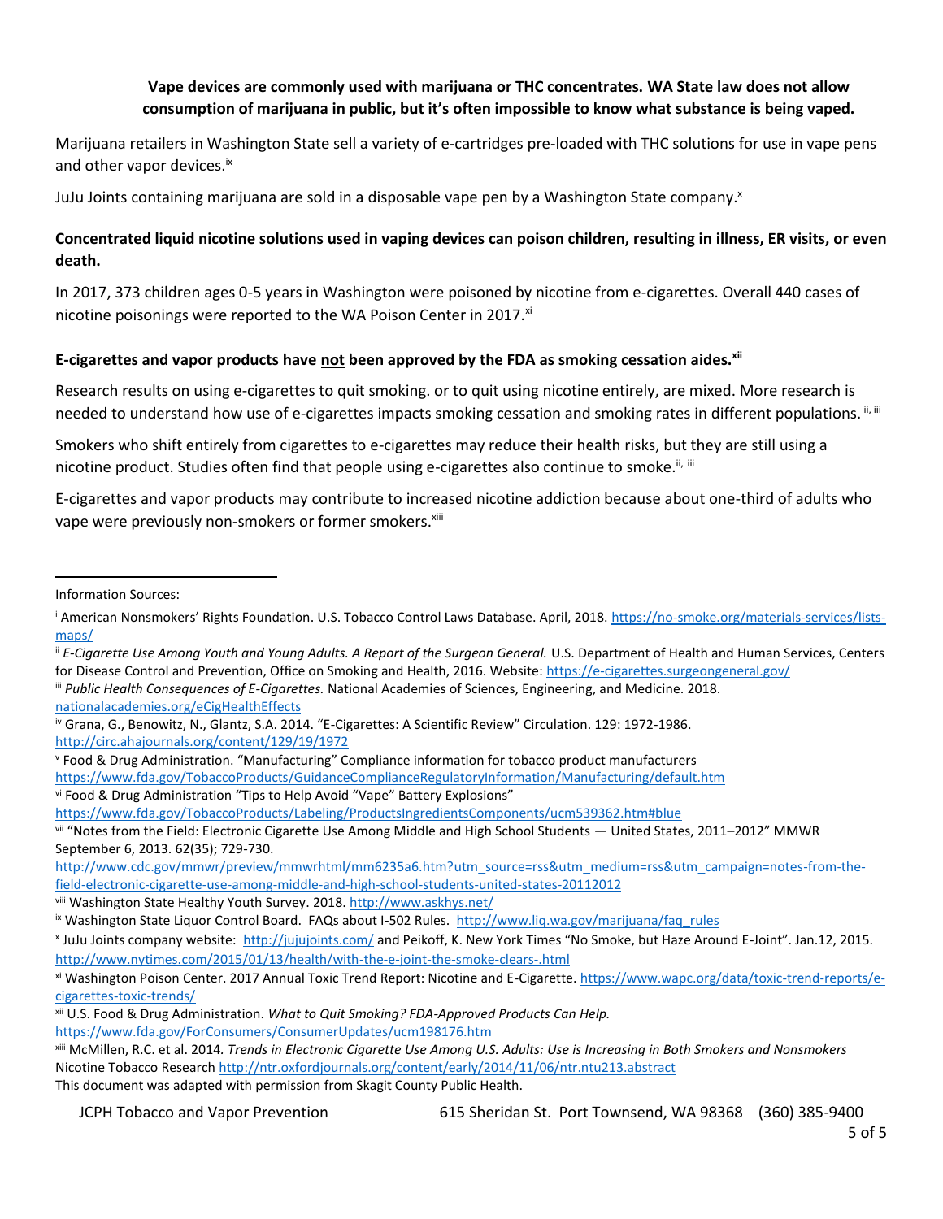**Vape devices are commonly used with marijuana or THC concentrates. WA State law does not allow consumption of marijuana in public, but it's often impossible to know what substance is being vaped.**

Marijuana retailers in Washington State sell a variety of e-cartridges pre-loaded with THC solutions for use in vape pens and other vapor devices.[ix]

JuJu Joints containing marijuana are sold in a disposable vape pen by a Washington State company.[x]

**Concentrated liquid nicotine solutions used in vaping devices can poison children, resulting in illness, ER visits, or even death.**

In 2017, 373 children ages 0-5 years in Washington were poisoned by nicotine from e-cigarettes. Overall 440 cases of nicotine poisonings were reported to the WA Poison Center in 2017.[xi]

**E-cigarettes and vapor products have not been approved by the FDA as smoking cessation aides.[xii]**

Research results on using e-cigarettes to quit smoking. or to quit using nicotine entirely, are mixed. More research is needed to understand how use of e-cigarettes impacts smoking cessation and smoking rates in different populations.[ii, iii]

Smokers who shift entirely from cigarettes to e-cigarettes may reduce their health risks, but they are still using a nicotine product. Studies often find that people using e-cigarettes also continue to smoke.[ii, iii]

E-cigarettes and vapor products may contribute to increased nicotine addiction because about one-third of adults who vape were previously non-smokers or former smokers.[xiii]

---

Information Sources:

[i] American Nonsmokers' Rights Foundation. U.S. Tobacco Control Laws Database. April, 2018. https://no-smoke.org/materials-services/lists-maps/

[ii] *E-Cigarette Use Among Youth and Young Adults. A Report of the Surgeon General.* U.S. Department of Health and Human Services, Centers for Disease Control and Prevention, Office on Smoking and Health, 2016. Website: https://e-cigarettes.surgeongeneral.gov/

[iii] *Public Health Consequences of E-Cigarettes.* National Academies of Sciences, Engineering, and Medicine. 2018. nationalacademies.org/eCigHealthEffects

[iv] Grana, G., Benowitz, N., Glantz, S.A. 2014. "E-Cigarettes: A Scientific Review" Circulation. 129: 1972-1986. http://circ.ahajournals.org/content/129/19/1972

[v] Food & Drug Administration. "Manufacturing" Compliance information for tobacco product manufacturers https://www.fda.gov/TobaccoProducts/GuidanceComplianceRegulatoryInformation/Manufacturing/default.htm

[vi] Food & Drug Administration "Tips to Help Avoid "Vape" Battery Explosions" https://www.fda.gov/TobaccoProducts/Labeling/ProductsIngredientsComponents/ucm539362.htm#blue

[vii] "Notes from the Field: Electronic Cigarette Use Among Middle and High School Students — United States, 2011–2012" MMWR September 6, 2013. 62(35); 729-730. http://www.cdc.gov/mmwr/preview/mmwrhtml/mm6235a6.htm?utm_source=rss&utm_medium=rss&utm_campaign=notes-from-the-field-electronic-cigarette-use-among-middle-and-high-school-students-united-states-20112012

[viii] Washington State Healthy Youth Survey. 2018. http://www.askhys.net/

[ix] Washington State Liquor Control Board. FAQs about I-502 Rules. http://www.liq.wa.gov/marijuana/faq_rules

[x] JuJu Joints company website: http://jujujoints.com/ and Peikoff, K. New York Times "No Smoke, but Haze Around E-Joint". Jan.12, 2015. http://www.nytimes.com/2015/01/13/health/with-the-e-joint-the-smoke-clears-.html

[xi] Washington Poison Center. 2017 Annual Toxic Trend Report: Nicotine and E-Cigarette. https://www.wapc.org/data/toxic-trend-reports/e-cigarettes-toxic-trends/

[xii] U.S. Food & Drug Administration. *What to Quit Smoking? FDA-Approved Products Can Help.* https://www.fda.gov/ForConsumers/ConsumerUpdates/ucm198176.htm

[xiii] McMillen, R.C. et al. 2014. *Trends in Electronic Cigarette Use Among U.S. Adults: Use is Increasing in Both Smokers and Nonsmokers* Nicotine Tobacco Research http://ntr.oxfordjournals.org/content/early/2014/11/06/ntr.ntu213.abstract

This document was adapted with permission from Skagit County Public Health.

JCPH Tobacco and Vapor Prevention 615 Sheridan St. Port Townsend, WA 98368 (360) 385-9400